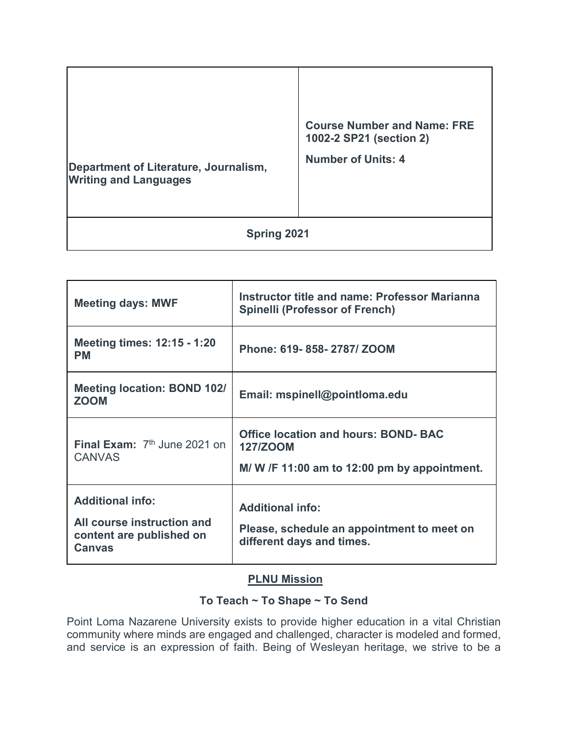| Department of Literature, Journalism, Writing and Languages | Course Number and Name: FRE 1002-2 SP21 (section 2)<br><br>Number of Units: 4 |
| --- | --- |
| **Spring 2021** | |

| **Meeting days: MWF** | **Instructor title and name: Professor Marianna Spinelli (Professor of French)** |
| --- | --- |
| **Meeting times: 12:15 - 1:20 PM** | **Phone: 619- 858- 2787/ ZOOM** |
| **Meeting location: BOND 102/ ZOOM** | **Email: mspinell@pointloma.edu** |
| **Final Exam:** 7th June 2021 on CANVAS | **Office location and hours: BOND- BAC 127/ZOOM**<br><br>**M/ W /F 11:00 am to 12:00 pm by appointment.** |
| **Additional info:**<br><br>**All course instruction and content are published on Canvas** | **Additional info:**<br><br>**Please, schedule an appointment to meet on different days and times.** |

## PLNU Mission

### To Teach ~ To Shape ~ To Send

Point Loma Nazarene University exists to provide higher education in a vital Christian community where minds are engaged and challenged, character is modeled and formed, and service is an expression of faith. Being of Wesleyan heritage, we strive to be a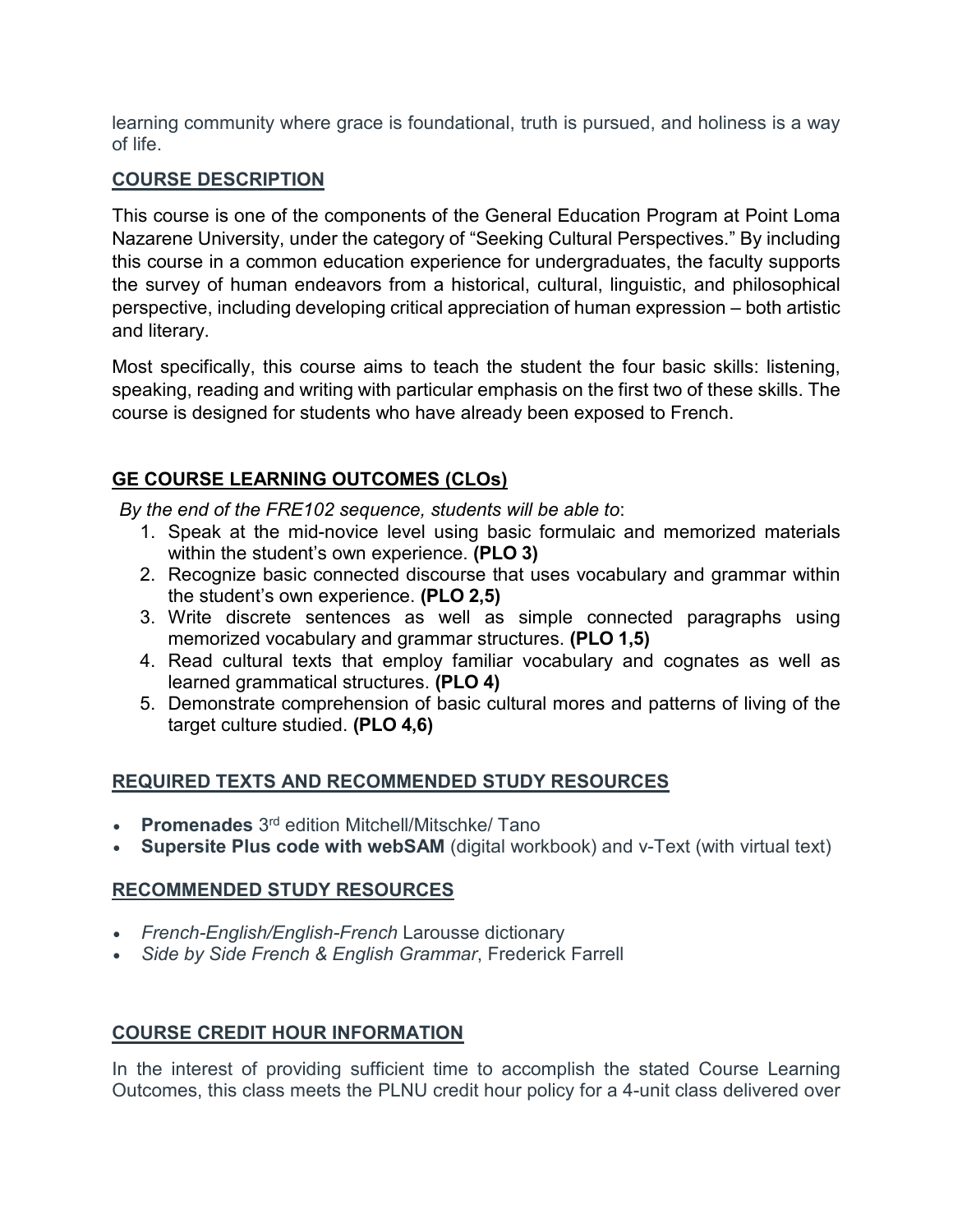learning community where grace is foundational, truth is pursued, and holiness is a way of life.

## COURSE DESCRIPTION

This course is one of the components of the General Education Program at Point Loma Nazarene University, under the category of "Seeking Cultural Perspectives." By including this course in a common education experience for undergraduates, the faculty supports the survey of human endeavors from a historical, cultural, linguistic, and philosophical perspective, including developing critical appreciation of human expression – both artistic and literary.

Most specifically, this course aims to teach the student the four basic skills: listening, speaking, reading and writing with particular emphasis on the first two of these skills. The course is designed for students who have already been exposed to French.

## GE COURSE LEARNING OUTCOMES (CLOs)

*By the end of the FRE102 sequence, students will be able to*:

1. Speak at the mid-novice level using basic formulaic and memorized materials within the student's own experience. **(PLO 3)**
2. Recognize basic connected discourse that uses vocabulary and grammar within the student's own experience. **(PLO 2,5)**
3. Write discrete sentences as well as simple connected paragraphs using memorized vocabulary and grammar structures. **(PLO 1,5)**
4. Read cultural texts that employ familiar vocabulary and cognates as well as learned grammatical structures. **(PLO 4)**
5. Demonstrate comprehension of basic cultural mores and patterns of living of the target culture studied. **(PLO 4,6)**

## REQUIRED TEXTS AND RECOMMENDED STUDY RESOURCES

- **Promenades** 3rd edition Mitchell/Mitschke/ Tano
- **Supersite Plus code with webSAM** (digital workbook) and v-Text (with virtual text)

## RECOMMENDED STUDY RESOURCES

- *French-English/English-French* Larousse dictionary
- *Side by Side French & English Grammar*, Frederick Farrell

## COURSE CREDIT HOUR INFORMATION

In the interest of providing sufficient time to accomplish the stated Course Learning Outcomes, this class meets the PLNU credit hour policy for a 4-unit class delivered over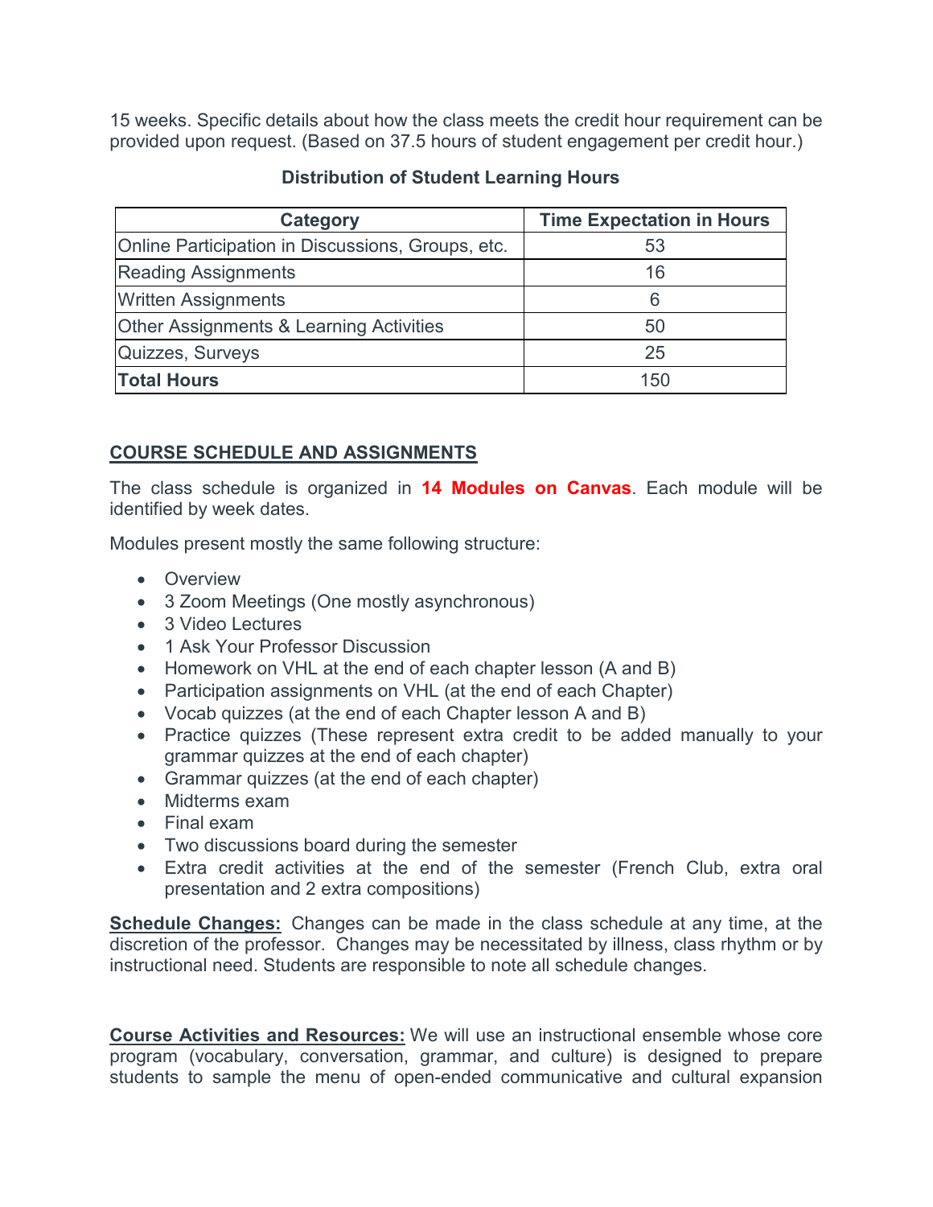15 weeks. Specific details about how the class meets the credit hour requirement can be provided upon request. (Based on 37.5 hours of student engagement per credit hour.)

**Distribution of Student Learning Hours**

| Category | Time Expectation in Hours |
| --- | --- |
| Online Participation in Discussions, Groups, etc. | 53 |
| Reading Assignments | 16 |
| Written Assignments | 6 |
| Other Assignments & Learning Activities | 50 |
| Quizzes, Surveys | 25 |
| **Total Hours** | 150 |

## COURSE SCHEDULE AND ASSIGNMENTS

The class schedule is organized in **14 Modules on Canvas**. Each module will be identified by week dates.

Modules present mostly the same following structure:

- Overview
- 3 Zoom Meetings (One mostly asynchronous)
- 3 Video Lectures
- 1 Ask Your Professor Discussion
- Homework on VHL at the end of each chapter lesson (A and B)
- Participation assignments on VHL (at the end of each Chapter)
- Vocab quizzes (at the end of each Chapter lesson A and B)
- Practice quizzes (These represent extra credit to be added manually to your grammar quizzes at the end of each chapter)
- Grammar quizzes (at the end of each chapter)
- Midterms exam
- Final exam
- Two discussions board during the semester
- Extra credit activities at the end of the semester (French Club, extra oral presentation and 2 extra compositions)

**Schedule Changes:** Changes can be made in the class schedule at any time, at the discretion of the professor. Changes may be necessitated by illness, class rhythm or by instructional need. Students are responsible to note all schedule changes.

**Course Activities and Resources:** We will use an instructional ensemble whose core program (vocabulary, conversation, grammar, and culture) is designed to prepare students to sample the menu of open-ended communicative and cultural expansion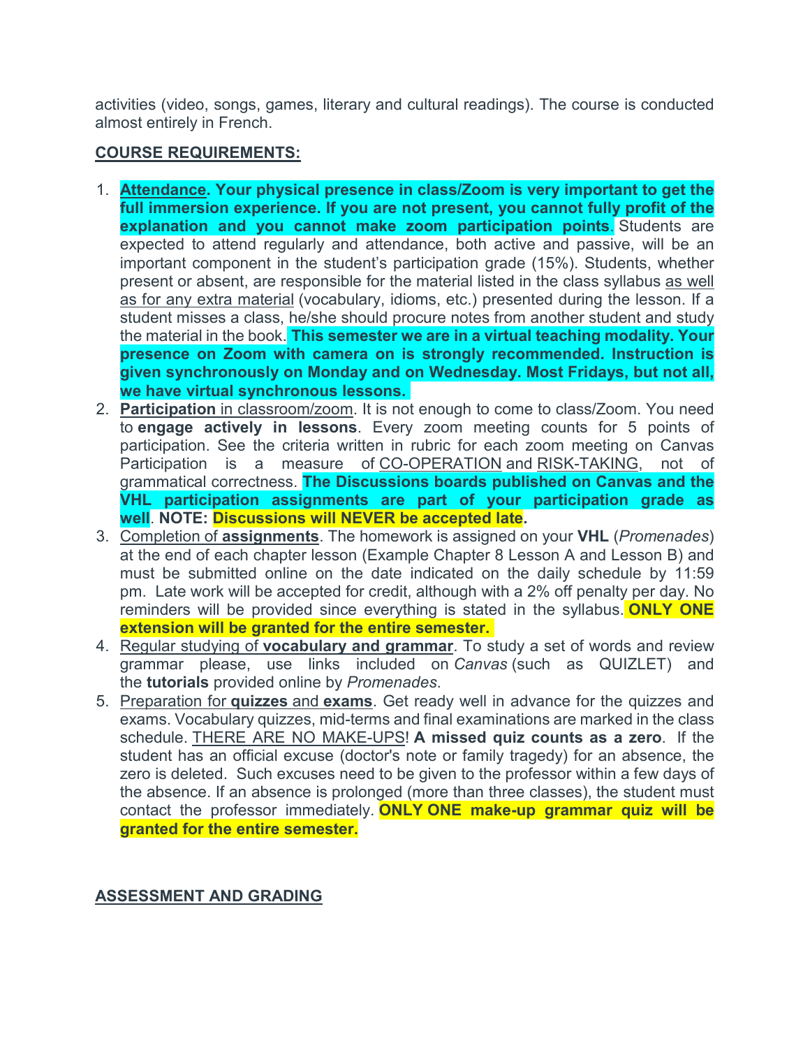activities (video, songs, games, literary and cultural readings). The course is conducted almost entirely in French.

**COURSE REQUIREMENTS:**

1. **Attendance. Your physical presence in class/Zoom is very important to get the full immersion experience. If you are not present, you cannot fully profit of the explanation and you cannot make zoom participation points**. Students are expected to attend regularly and attendance, both active and passive, will be an important component in the student's participation grade (15%). Students, whether present or absent, are responsible for the material listed in the class syllabus as well as for any extra material (vocabulary, idioms, etc.) presented during the lesson. If a student misses a class, he/she should procure notes from another student and study the material in the book. **This semester we are in a virtual teaching modality. Your presence on Zoom with camera on is strongly recommended. Instruction is given synchronously on Monday and on Wednesday. Most Fridays, but not all, we have virtual synchronous lessons.**
2. **Participation** in classroom/zoom. It is not enough to come to class/Zoom. You need to **engage actively in lessons**. Every zoom meeting counts for 5 points of participation. See the criteria written in rubric for each zoom meeting on Canvas Participation is a measure of CO-OPERATION and RISK-TAKING, not of grammatical correctness. **The Discussions boards published on Canvas and the VHL participation assignments are part of your participation grade as well**. **NOTE: Discussions will NEVER be accepted late.**
3. Completion of **assignments**. The homework is assigned on your **VHL** (*Promenades*) at the end of each chapter lesson (Example Chapter 8 Lesson A and Lesson B) and must be submitted online on the date indicated on the daily schedule by 11:59 pm. Late work will be accepted for credit, although with a 2% off penalty per day. No reminders will be provided since everything is stated in the syllabus. **ONLY ONE extension will be granted for the entire semester.**
4. Regular studying of **vocabulary and grammar**. To study a set of words and review grammar please, use links included on *Canvas* (such as QUIZLET) and the **tutorials** provided online by *Promenades*.
5. Preparation for **quizzes** and **exams**. Get ready well in advance for the quizzes and exams. Vocabulary quizzes, mid-terms and final examinations are marked in the class schedule. THERE ARE NO MAKE-UPS! **A missed quiz counts as a zero**. If the student has an official excuse (doctor's note or family tragedy) for an absence, the zero is deleted. Such excuses need to be given to the professor within a few days of the absence. If an absence is prolonged (more than three classes), the student must contact the professor immediately. **ONLY ONE make-up grammar quiz will be granted for the entire semester.**

**ASSESSMENT AND GRADING**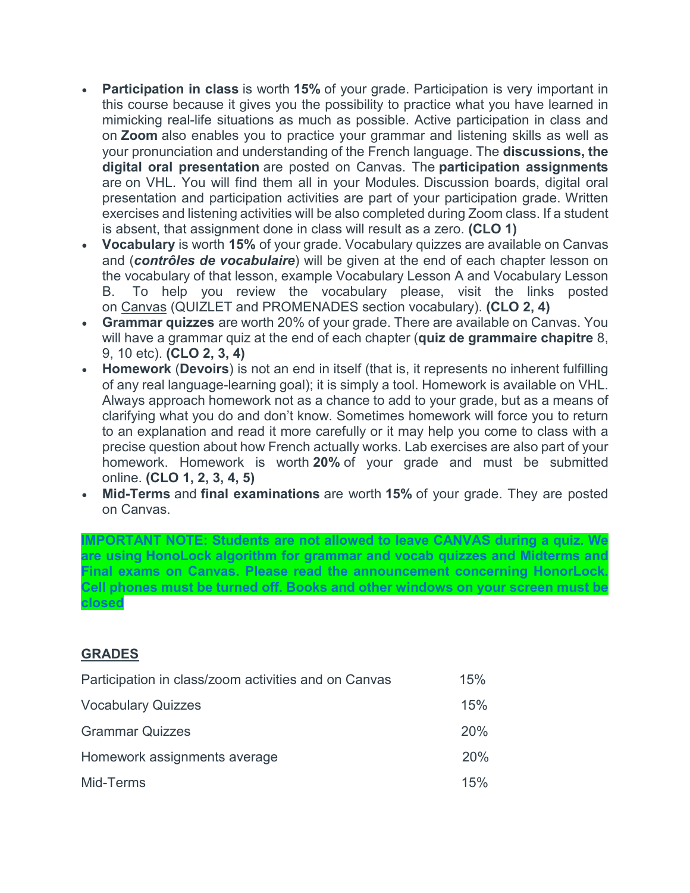- **Participation in class** is worth **15%** of your grade. Participation is very important in this course because it gives you the possibility to practice what you have learned in mimicking real-life situations as much as possible. Active participation in class and on **Zoom** also enables you to practice your grammar and listening skills as well as your pronunciation and understanding of the French language. The **discussions, the digital oral presentation** are posted on Canvas. The **participation assignments** are on VHL. You will find them all in your Modules*.* Discussion boards, digital oral presentation and participation activities are part of your participation grade. Written exercises and listening activities will be also completed during Zoom class. If a student is absent, that assignment done in class will result as a zero. **(CLO 1)**
- **Vocabulary** is worth **15%** of your grade. Vocabulary quizzes are available on Canvas and (***contrôles de vocabulaire***) will be given at the end of each chapter lesson on the vocabulary of that lesson, example Vocabulary Lesson A and Vocabulary Lesson B. To help you review the vocabulary please, visit the links posted on Canvas (QUIZLET and PROMENADES section vocabulary). **(CLO 2, 4)**
- **Grammar quizzes** are worth 20% of your grade. There are available on Canvas. You will have a grammar quiz at the end of each chapter (**quiz de grammaire chapitre** 8, 9, 10 etc). **(CLO 2, 3, 4)**
- **Homework** (**Devoirs**) is not an end in itself (that is, it represents no inherent fulfilling of any real language-learning goal); it is simply a tool. Homework is available on VHL. Always approach homework not as a chance to add to your grade, but as a means of clarifying what you do and don't know. Sometimes homework will force you to return to an explanation and read it more carefully or it may help you come to class with a precise question about how French actually works. Lab exercises are also part of your homework. Homework is worth **20%** of your grade and must be submitted online. **(CLO 1, 2, 3, 4, 5)**
- **Mid-Terms** and **final examinations** are worth **15%** of your grade. They are posted on Canvas.

**IMPORTANT NOTE: Students are not allowed to leave CANVAS during a quiz. We are using HonoLock algorithm for grammar and vocab quizzes and Midterms and Final exams on Canvas. Please read the announcement concerning HonorLock. Cell phones must be turned off. Books and other windows on your screen must be closed**

## GRADES

| | |
|---|---|
| Participation in class/zoom activities and on Canvas | 15% |
| Vocabulary Quizzes | 15% |
| Grammar Quizzes | 20% |
| Homework assignments average | 20% |
| Mid-Terms | 15% |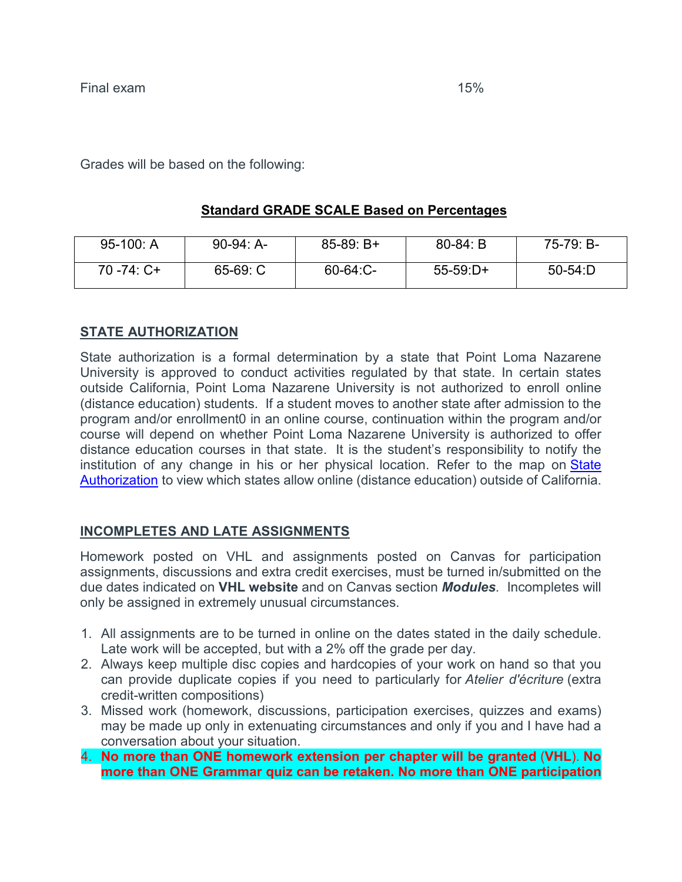Final exam 15%

Grades will be based on the following:

**Standard GRADE SCALE Based on Percentages**

| 95-100: A | 90-94: A- | 85-89: B+ | 80-84: B | 75-79: B- |
|---|---|---|---|---|
| 70 -74: C+ | 65-69: C | 60-64:C- | 55-59:D+ | 50-54:D |

## STATE AUTHORIZATION

State authorization is a formal determination by a state that Point Loma Nazarene University is approved to conduct activities regulated by that state. In certain states outside California, Point Loma Nazarene University is not authorized to enroll online (distance education) students. If a student moves to another state after admission to the program and/or enrollment0 in an online course, continuation within the program and/or course will depend on whether Point Loma Nazarene University is authorized to offer distance education courses in that state. It is the student's responsibility to notify the institution of any change in his or her physical location. Refer to the map on State Authorization to view which states allow online (distance education) outside of California.

## INCOMPLETES AND LATE ASSIGNMENTS

Homework posted on VHL and assignments posted on Canvas for participation assignments, discussions and extra credit exercises, must be turned in/submitted on the due dates indicated on **VHL website** and on Canvas section ***Modules***. Incompletes will only be assigned in extremely unusual circumstances.

1. All assignments are to be turned in online on the dates stated in the daily schedule. Late work will be accepted, but with a 2% off the grade per day.
2. Always keep multiple disc copies and hardcopies of your work on hand so that you can provide duplicate copies if you need to particularly for *Atelier d'écriture* (extra credit-written compositions)
3. Missed work (homework, discussions, participation exercises, quizzes and exams) may be made up only in extenuating circumstances and only if you and I have had a conversation about your situation.
4. **No more than ONE homework extension per chapter will be granted (VHL). No more than ONE Grammar quiz can be retaken. No more than ONE participation**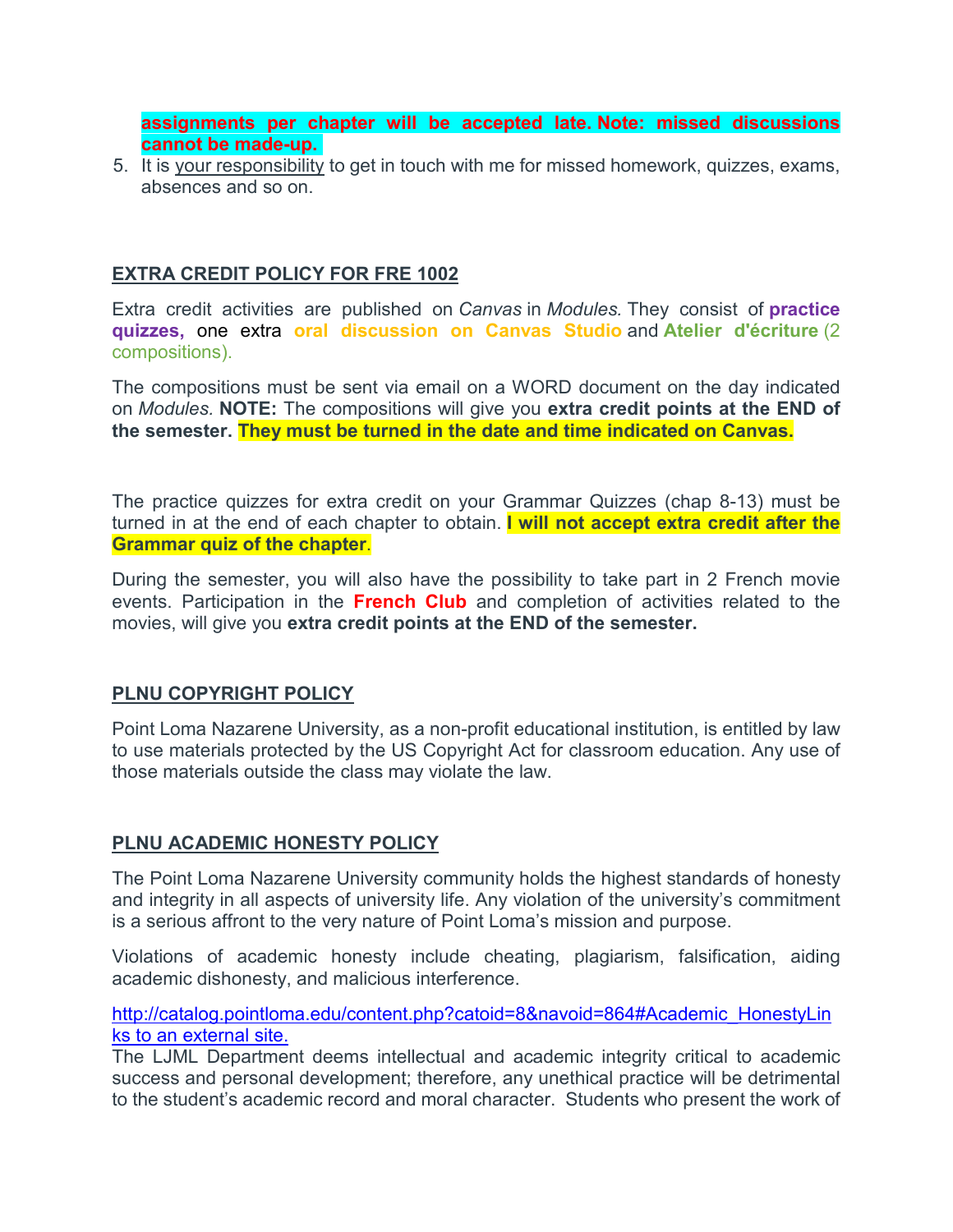**assignments per chapter will be accepted late. Note: missed discussions cannot be made-up.**

5. It is your responsibility to get in touch with me for missed homework, quizzes, exams, absences and so on.

## EXTRA CREDIT POLICY FOR FRE 1002

Extra credit activities are published on *Canvas* in *Modules.* They consist of **practice quizzes,** one extra **oral discussion on Canvas Studio** and **Atelier d'écriture** (2 compositions).

The compositions must be sent via email on a WORD document on the day indicated on *Modules.* **NOTE:** The compositions will give you **extra credit points at the END of the semester. They must be turned in the date and time indicated on Canvas.**

The practice quizzes for extra credit on your Grammar Quizzes (chap 8-13) must be turned in at the end of each chapter to obtain. **I will not accept extra credit after the Grammar quiz of the chapter**.

During the semester, you will also have the possibility to take part in 2 French movie events. Participation in the **French Club** and completion of activities related to the movies, will give you **extra credit points at the END of the semester.**

## PLNU COPYRIGHT POLICY

Point Loma Nazarene University, as a non-profit educational institution, is entitled by law to use materials protected by the US Copyright Act for classroom education. Any use of those materials outside the class may violate the law.

## PLNU ACADEMIC HONESTY POLICY

The Point Loma Nazarene University community holds the highest standards of honesty and integrity in all aspects of university life. Any violation of the university's commitment is a serious affront to the very nature of Point Loma's mission and purpose.

Violations of academic honesty include cheating, plagiarism, falsification, aiding academic dishonesty, and malicious interference.

http://catalog.pointloma.edu/content.php?catoid=8&navoid=864#Academic_HonestyLinks to an external site.

The LJML Department deems intellectual and academic integrity critical to academic success and personal development; therefore, any unethical practice will be detrimental to the student's academic record and moral character. Students who present the work of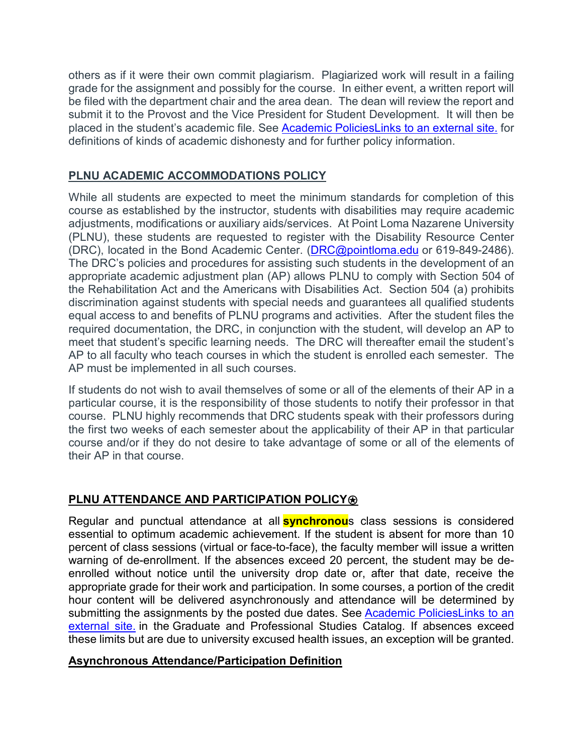others as if it were their own commit plagiarism. Plagiarized work will result in a failing grade for the assignment and possibly for the course. In either event, a written report will be filed with the department chair and the area dean. The dean will review the report and submit it to the Provost and the Vice President for Student Development. It will then be placed in the student's academic file. See [Academic PoliciesLinks to an external site.]() for definitions of kinds of academic dishonesty and for further policy information.

## PLNU ACADEMIC ACCOMMODATIONS POLICY

While all students are expected to meet the minimum standards for completion of this course as established by the instructor, students with disabilities may require academic adjustments, modifications or auxiliary aids/services. At Point Loma Nazarene University (PLNU), these students are requested to register with the Disability Resource Center (DRC), located in the Bond Academic Center. ([DRC@pointloma.edu](mailto:DRC@pointloma.edu) or 619-849-2486). The DRC's policies and procedures for assisting such students in the development of an appropriate academic adjustment plan (AP) allows PLNU to comply with Section 504 of the Rehabilitation Act and the Americans with Disabilities Act. Section 504 (a) prohibits discrimination against students with special needs and guarantees all qualified students equal access to and benefits of PLNU programs and activities. After the student files the required documentation, the DRC, in conjunction with the student, will develop an AP to meet that student's specific learning needs. The DRC will thereafter email the student's AP to all faculty who teach courses in which the student is enrolled each semester. The AP must be implemented in all such courses.

If students do not wish to avail themselves of some or all of the elements of their AP in a particular course, it is the responsibility of those students to notify their professor in that course. PLNU highly recommends that DRC students speak with their professors during the first two weeks of each semester about the applicability of their AP in that particular course and/or if they do not desire to take advantage of some or all of the elements of their AP in that course.

## PLNU ATTENDANCE AND PARTICIPATION POLICY⍟

Regular and punctual attendance at all **synchronous** class sessions is considered essential to optimum academic achievement. If the student is absent for more than 10 percent of class sessions (virtual or face-to-face), the faculty member will issue a written warning of de-enrollment. If the absences exceed 20 percent, the student may be de-enrolled without notice until the university drop date or, after that date, receive the appropriate grade for their work and participation. In some courses, a portion of the credit hour content will be delivered asynchronously and attendance will be determined by submitting the assignments by the posted due dates. See [Academic PoliciesLinks to an external site.]() in the Graduate and Professional Studies Catalog. If absences exceed these limits but are due to university excused health issues, an exception will be granted.

### Asynchronous Attendance/Participation Definition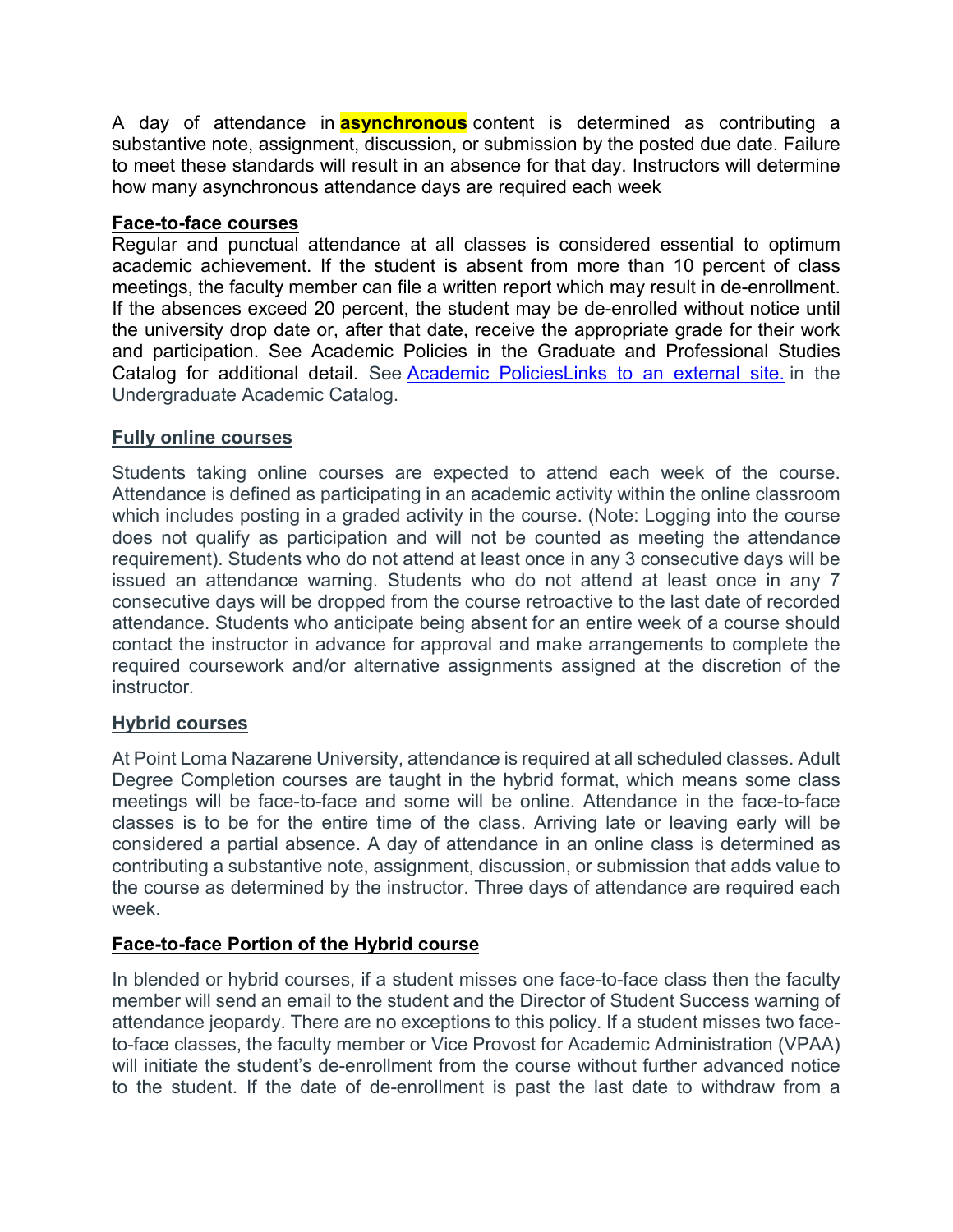A day of attendance in **asynchronous** content is determined as contributing a substantive note, assignment, discussion, or submission by the posted due date. Failure to meet these standards will result in an absence for that day. Instructors will determine how many asynchronous attendance days are required each week

**Face-to-face courses**

Regular and punctual attendance at all classes is considered essential to optimum academic achievement. If the student is absent from more than 10 percent of class meetings, the faculty member can file a written report which may result in de-enrollment. If the absences exceed 20 percent, the student may be de-enrolled without notice until the university drop date or, after that date, receive the appropriate grade for their work and participation. See Academic Policies in the Graduate and Professional Studies Catalog for additional detail. See Academic PoliciesLinks to an external site. in the Undergraduate Academic Catalog.

**Fully online courses**

Students taking online courses are expected to attend each week of the course. Attendance is defined as participating in an academic activity within the online classroom which includes posting in a graded activity in the course. (Note: Logging into the course does not qualify as participation and will not be counted as meeting the attendance requirement). Students who do not attend at least once in any 3 consecutive days will be issued an attendance warning. Students who do not attend at least once in any 7 consecutive days will be dropped from the course retroactive to the last date of recorded attendance. Students who anticipate being absent for an entire week of a course should contact the instructor in advance for approval and make arrangements to complete the required coursework and/or alternative assignments assigned at the discretion of the instructor.

**Hybrid courses**

At Point Loma Nazarene University, attendance is required at all scheduled classes. Adult Degree Completion courses are taught in the hybrid format, which means some class meetings will be face-to-face and some will be online. Attendance in the face-to-face classes is to be for the entire time of the class. Arriving late or leaving early will be considered a partial absence. A day of attendance in an online class is determined as contributing a substantive note, assignment, discussion, or submission that adds value to the course as determined by the instructor. Three days of attendance are required each week.

**Face-to-face Portion of the Hybrid course**

In blended or hybrid courses, if a student misses one face-to-face class then the faculty member will send an email to the student and the Director of Student Success warning of attendance jeopardy. There are no exceptions to this policy. If a student misses two face-to-face classes, the faculty member or Vice Provost for Academic Administration (VPAA) will initiate the student's de-enrollment from the course without further advanced notice to the student. If the date of de-enrollment is past the last date to withdraw from a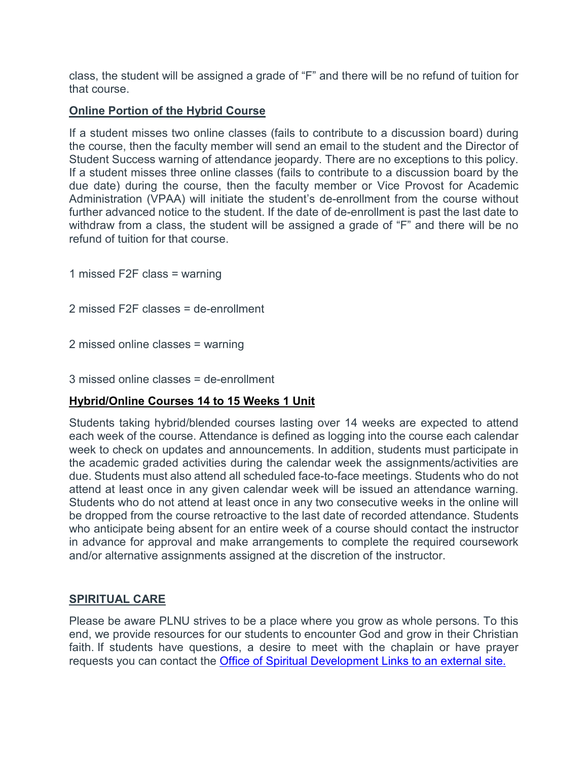class, the student will be assigned a grade of "F" and there will be no refund of tuition for that course.

**Online Portion of the Hybrid Course**

If a student misses two online classes (fails to contribute to a discussion board) during the course, then the faculty member will send an email to the student and the Director of Student Success warning of attendance jeopardy. There are no exceptions to this policy. If a student misses three online classes (fails to contribute to a discussion board by the due date) during the course, then the faculty member or Vice Provost for Academic Administration (VPAA) will initiate the student's de-enrollment from the course without further advanced notice to the student. If the date of de-enrollment is past the last date to withdraw from a class, the student will be assigned a grade of "F" and there will be no refund of tuition for that course.

1 missed F2F class = warning

2 missed F2F classes = de-enrollment

2 missed online classes = warning

3 missed online classes = de-enrollment

**Hybrid/Online Courses 14 to 15 Weeks 1 Unit**

Students taking hybrid/blended courses lasting over 14 weeks are expected to attend each week of the course. Attendance is defined as logging into the course each calendar week to check on updates and announcements. In addition, students must participate in the academic graded activities during the calendar week the assignments/activities are due. Students must also attend all scheduled face-to-face meetings. Students who do not attend at least once in any given calendar week will be issued an attendance warning. Students who do not attend at least once in any two consecutive weeks in the online will be dropped from the course retroactive to the last date of recorded attendance. Students who anticipate being absent for an entire week of a course should contact the instructor in advance for approval and make arrangements to complete the required coursework and/or alternative assignments assigned at the discretion of the instructor.

**SPIRITUAL CARE**

Please be aware PLNU strives to be a place where you grow as whole persons. To this end, we provide resources for our students to encounter God and grow in their Christian faith. If students have questions, a desire to meet with the chaplain or have prayer requests you can contact the Office of Spiritual Development Links to an external site.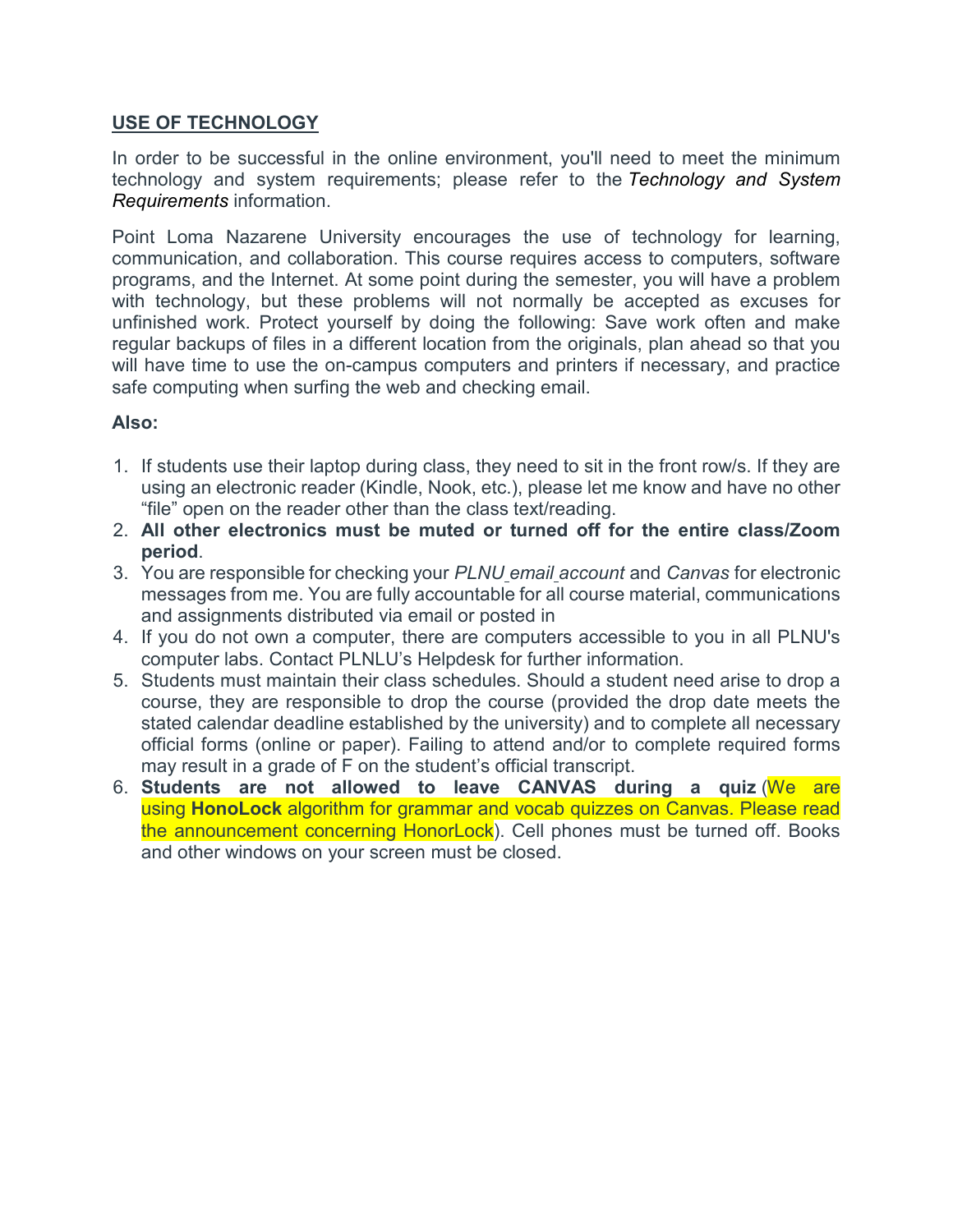## USE OF TECHNOLOGY

In order to be successful in the online environment, you'll need to meet the minimum technology and system requirements; please refer to the *Technology and System Requirements* information.

Point Loma Nazarene University encourages the use of technology for learning, communication, and collaboration. This course requires access to computers, software programs, and the Internet. At some point during the semester, you will have a problem with technology, but these problems will not normally be accepted as excuses for unfinished work. Protect yourself by doing the following: Save work often and make regular backups of files in a different location from the originals, plan ahead so that you will have time to use the on-campus computers and printers if necessary, and practice safe computing when surfing the web and checking email.

**Also:**

1. If students use their laptop during class, they need to sit in the front row/s. If they are using an electronic reader (Kindle, Nook, etc.), please let me know and have no other "file" open on the reader other than the class text/reading.
2. **All other electronics must be muted or turned off for the entire class/Zoom period**.
3. You are responsible for checking your *PLNU email account* and *Canvas* for electronic messages from me. You are fully accountable for all course material, communications and assignments distributed via email or posted in
4. If you do not own a computer, there are computers accessible to you in all PLNU's computer labs. Contact PLNLU's Helpdesk for further information.
5. Students must maintain their class schedules. Should a student need arise to drop a course, they are responsible to drop the course (provided the drop date meets the stated calendar deadline established by the university) and to complete all necessary official forms (online or paper). Failing to attend and/or to complete required forms may result in a grade of F on the student's official transcript.
6. **Students are not allowed to leave CANVAS during a quiz** (We are using **HonoLock** algorithm for grammar and vocab quizzes on Canvas. Please read the announcement concerning HonorLock). Cell phones must be turned off. Books and other windows on your screen must be closed.